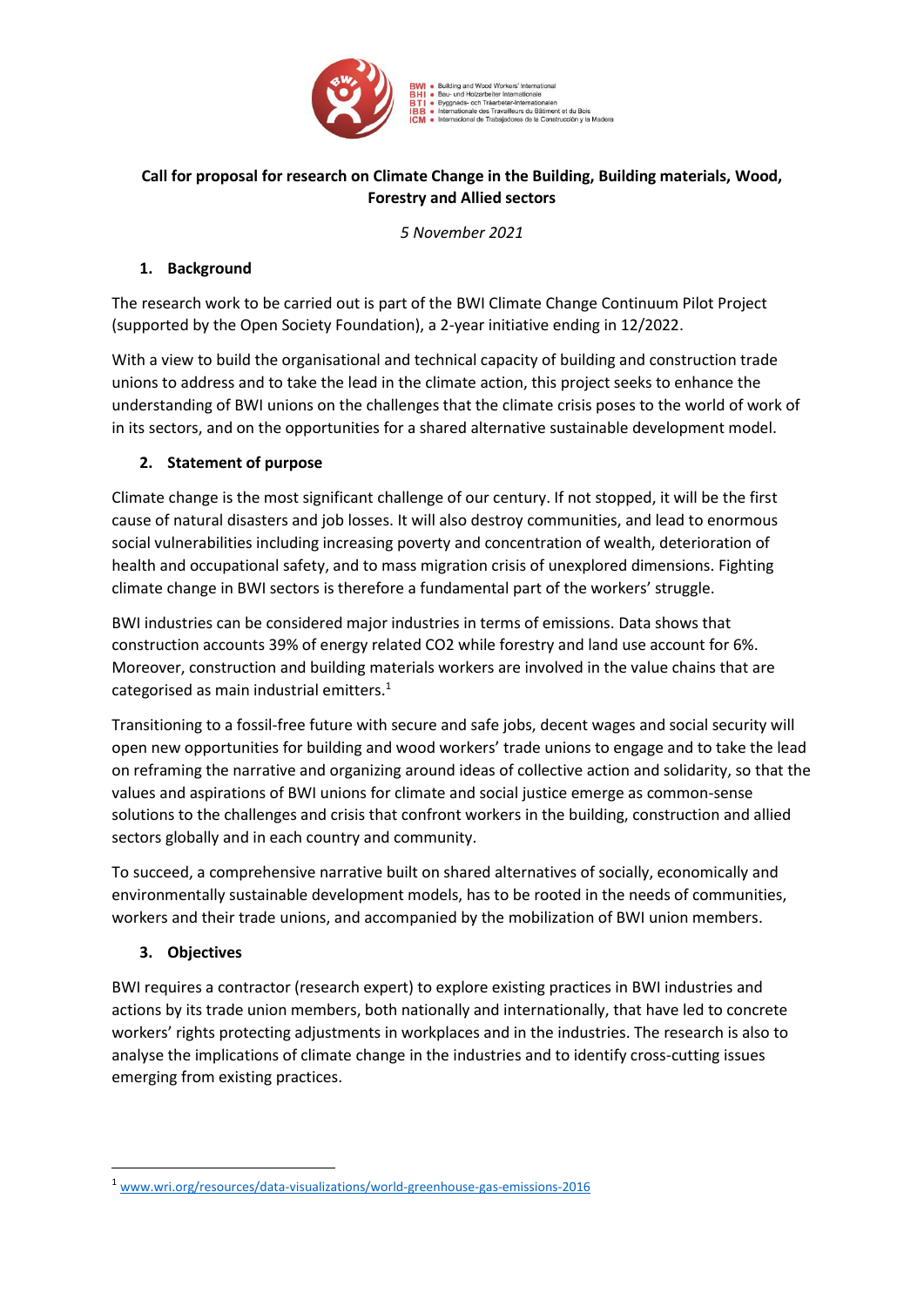BWI • Building and Wood Workers' International
BHI • Bau- und Holzarbeiter Internationale
BTI • Byggnads- och Träarbetar-Internationalen
IBB • Internationale des Travailleurs du Bâtiment et du Bois
ICM • Internacional de Trabajadores de la Construcción y la Madera

**Call for proposal for research on Climate Change in the Building, Building materials, Wood, Forestry and Allied sectors**

*5 November 2021*

## 1. Background

The research work to be carried out is part of the BWI Climate Change Continuum Pilot Project (supported by the Open Society Foundation), a 2-year initiative ending in 12/2022.

With a view to build the organisational and technical capacity of building and construction trade unions to address and to take the lead in the climate action, this project seeks to enhance the understanding of BWI unions on the challenges that the climate crisis poses to the world of work of in its sectors, and on the opportunities for a shared alternative sustainable development model.

## 2. Statement of purpose

Climate change is the most significant challenge of our century. If not stopped, it will be the first cause of natural disasters and job losses. It will also destroy communities, and lead to enormous social vulnerabilities including increasing poverty and concentration of wealth, deterioration of health and occupational safety, and to mass migration crisis of unexplored dimensions. Fighting climate change in BWI sectors is therefore a fundamental part of the workers' struggle.

BWI industries can be considered major industries in terms of emissions. Data shows that construction accounts 39% of energy related $CO_2$ while forestry and land use account for 6%. Moreover, construction and building materials workers are involved in the value chains that are categorised as main industrial emitters.[1]

Transitioning to a fossil-free future with secure and safe jobs, decent wages and social security will open new opportunities for building and wood workers' trade unions to engage and to take the lead on reframing the narrative and organizing around ideas of collective action and solidarity, so that the values and aspirations of BWI unions for climate and social justice emerge as common-sense solutions to the challenges and crisis that confront workers in the building, construction and allied sectors globally and in each country and community.

To succeed, a comprehensive narrative built on shared alternatives of socially, economically and environmentally sustainable development models, has to be rooted in the needs of communities, workers and their trade unions, and accompanied by the mobilization of BWI union members.

## 3. Objectives

BWI requires a contractor (research expert) to explore existing practices in BWI industries and actions by its trade union members, both nationally and internationally, that have led to concrete workers' rights protecting adjustments in workplaces and in the industries. The research is also to analyse the implications of climate change in the industries and to identify cross-cutting issues emerging from existing practices.

---

[1] www.wri.org/resources/data-visualizations/world-greenhouse-gas-emissions-2016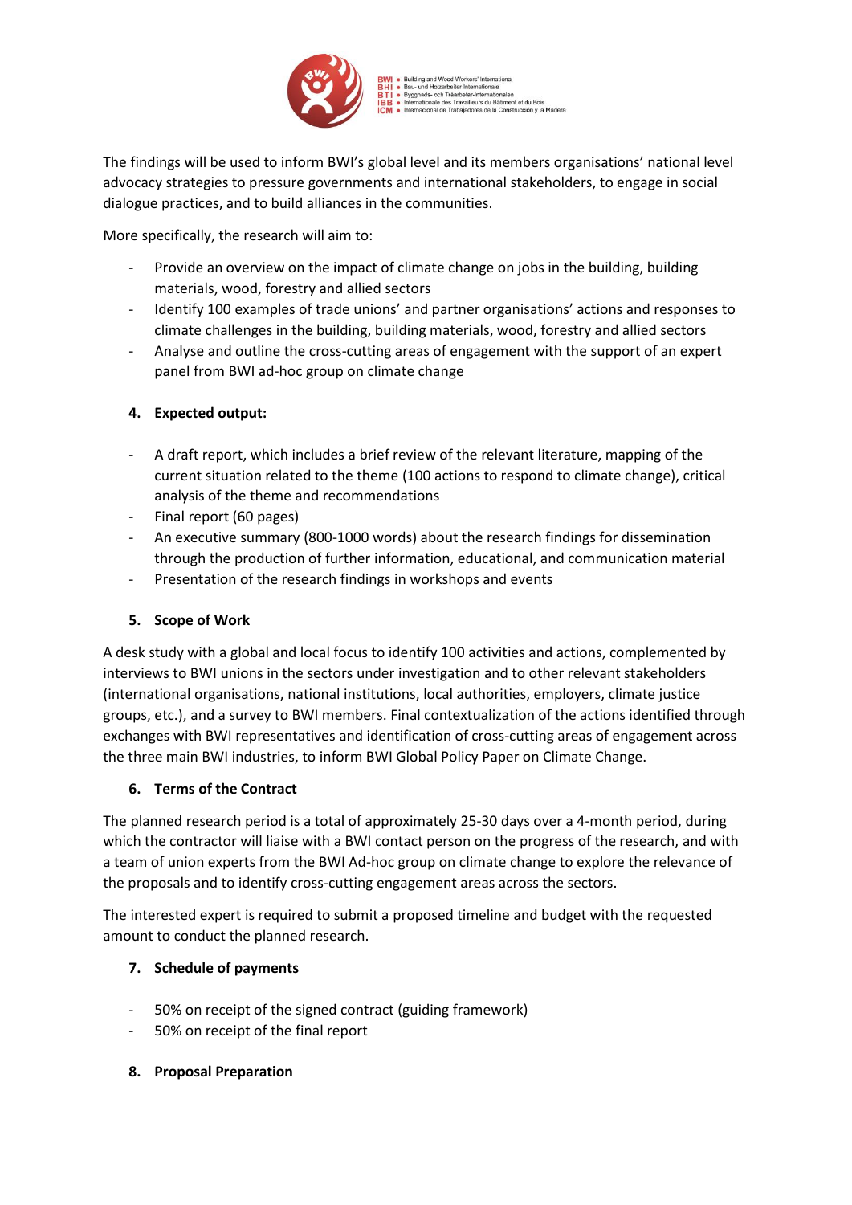The findings will be used to inform BWI's global level and its members organisations' national level advocacy strategies to pressure governments and international stakeholders, to engage in social dialogue practices, and to build alliances in the communities.

More specifically, the research will aim to:

- Provide an overview on the impact of climate change on jobs in the building, building materials, wood, forestry and allied sectors
- Identify 100 examples of trade unions' and partner organisations' actions and responses to climate challenges in the building, building materials, wood, forestry and allied sectors
- Analyse and outline the cross-cutting areas of engagement with the support of an expert panel from BWI ad-hoc group on climate change

## 4. Expected output:

- A draft report, which includes a brief review of the relevant literature, mapping of the current situation related to the theme (100 actions to respond to climate change), critical analysis of the theme and recommendations
- Final report (60 pages)
- An executive summary (800-1000 words) about the research findings for dissemination through the production of further information, educational, and communication material
- Presentation of the research findings in workshops and events

## 5. Scope of Work

A desk study with a global and local focus to identify 100 activities and actions, complemented by interviews to BWI unions in the sectors under investigation and to other relevant stakeholders (international organisations, national institutions, local authorities, employers, climate justice groups, etc.), and a survey to BWI members. Final contextualization of the actions identified through exchanges with BWI representatives and identification of cross-cutting areas of engagement across the three main BWI industries, to inform BWI Global Policy Paper on Climate Change.

## 6. Terms of the Contract

The planned research period is a total of approximately 25-30 days over a 4-month period, during which the contractor will liaise with a BWI contact person on the progress of the research, and with a team of union experts from the BWI Ad-hoc group on climate change to explore the relevance of the proposals and to identify cross-cutting engagement areas across the sectors.

The interested expert is required to submit a proposed timeline and budget with the requested amount to conduct the planned research.

## 7. Schedule of payments

- 50% on receipt of the signed contract (guiding framework)
- 50% on receipt of the final report

## 8. Proposal Preparation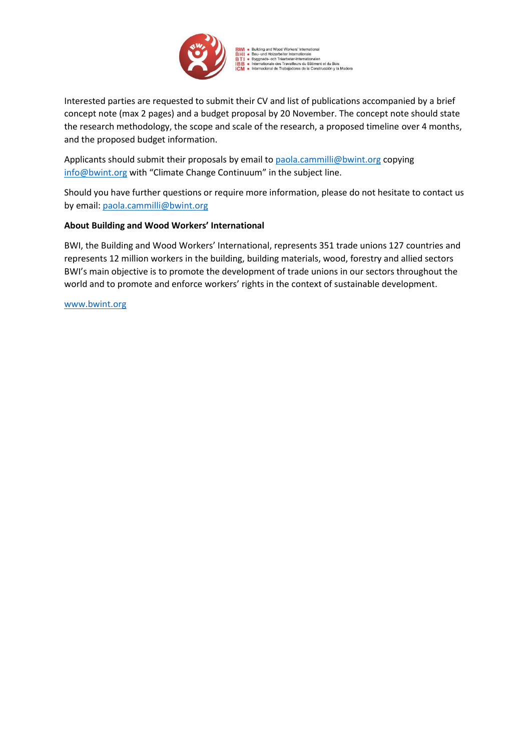Interested parties are requested to submit their CV and list of publications accompanied by a brief concept note (max 2 pages) and a budget proposal by 20 November. The concept note should state the research methodology, the scope and scale of the research, a proposed timeline over 4 months, and the proposed budget information.

Applicants should submit their proposals by email to paola.cammilli@bwint.org copying info@bwint.org with "Climate Change Continuum" in the subject line.

Should you have further questions or require more information, please do not hesitate to contact us by email: paola.cammilli@bwint.org

**About Building and Wood Workers' International**

BWI, the Building and Wood Workers' International, represents 351 trade unions 127 countries and represents 12 million workers in the building, building materials, wood, forestry and allied sectors BWI's main objective is to promote the development of trade unions in our sectors throughout the world and to promote and enforce workers' rights in the context of sustainable development.

www.bwint.org